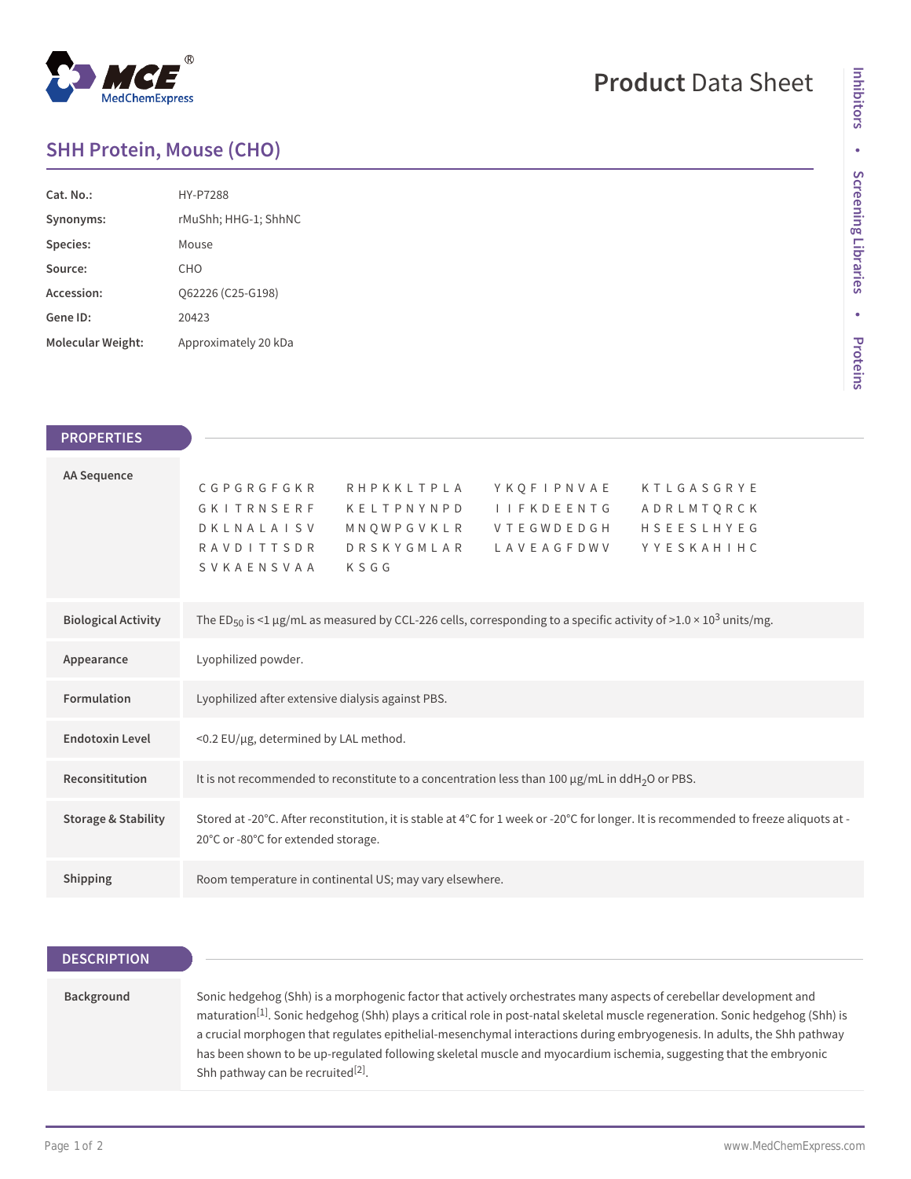# SHH Protein, Mouse (CHO)

| | |
|---|---|
| **Cat. No.:** | HY-P7288 |
| **Synonyms:** | rMuShh; HHG-1; ShhNC |
| **Species:** | Mouse |
| **Source:** | CHO |
| **Accession:** | Q62226 (C25-G198) |
| **Gene ID:** | 20423 |
| **Molecular Weight:** | Approximately 20 kDa |

## PROPERTIES

| | |
|---|---|
| **AA Sequence** | C G P G R G F G K R &nbsp; R H P K K L T P L A &nbsp; Y K Q F I P N V A E &nbsp; K T L G A S G R Y E &nbsp; G K I T R N S E R F &nbsp; K E L T P N Y N P D &nbsp; I I F K D E E N T G &nbsp; A D R L M T Q R C K &nbsp; D K L N A L A I S V &nbsp; M N Q W P G V K L R &nbsp; V T E G W D E D G H &nbsp; H S E E S L H Y E G &nbsp; R A V D I T T S D R &nbsp; D R S K Y G M L A R &nbsp; L A V E A G F D W V &nbsp; Y Y E S K A H I H C &nbsp; S V K A E N S V A A &nbsp; K S G G |
| **Biological Activity** | The $ED_{50}$ is <1 μg/mL as measured by CCL-226 cells, corresponding to a specific activity of >1.0 × $10^3$ units/mg. |
| **Appearance** | Lyophilized powder. |
| **Formulation** | Lyophilized after extensive dialysis against PBS. |
| **Endotoxin Level** | <0.2 EU/μg, determined by LAL method. |
| **Reconsititution** | It is not recommended to reconstitute to a concentration less than 100 μg/mL in $ddH_2O$ or PBS. |
| **Storage & Stability** | Stored at -20°C. After reconstitution, it is stable at 4°C for 1 week or -20°C for longer. It is recommended to freeze aliquots at -20°C or -80°C for extended storage. |
| **Shipping** | Room temperature in continental US; may vary elsewhere. |

## DESCRIPTION

| | |
|---|---|
| **Background** | Sonic hedgehog (Shh) is a morphogenic factor that actively orchestrates many aspects of cerebellar development and maturation[1]. Sonic hedgehog (Shh) plays a critical role in post-natal skeletal muscle regeneration. Sonic hedgehog (Shh) is a crucial morphogen that regulates epithelial-mesenchymal interactions during embryogenesis. In adults, the Shh pathway has been shown to be up-regulated following skeletal muscle and myocardium ischemia, suggesting that the embryonic Shh pathway can be recruited[2]. |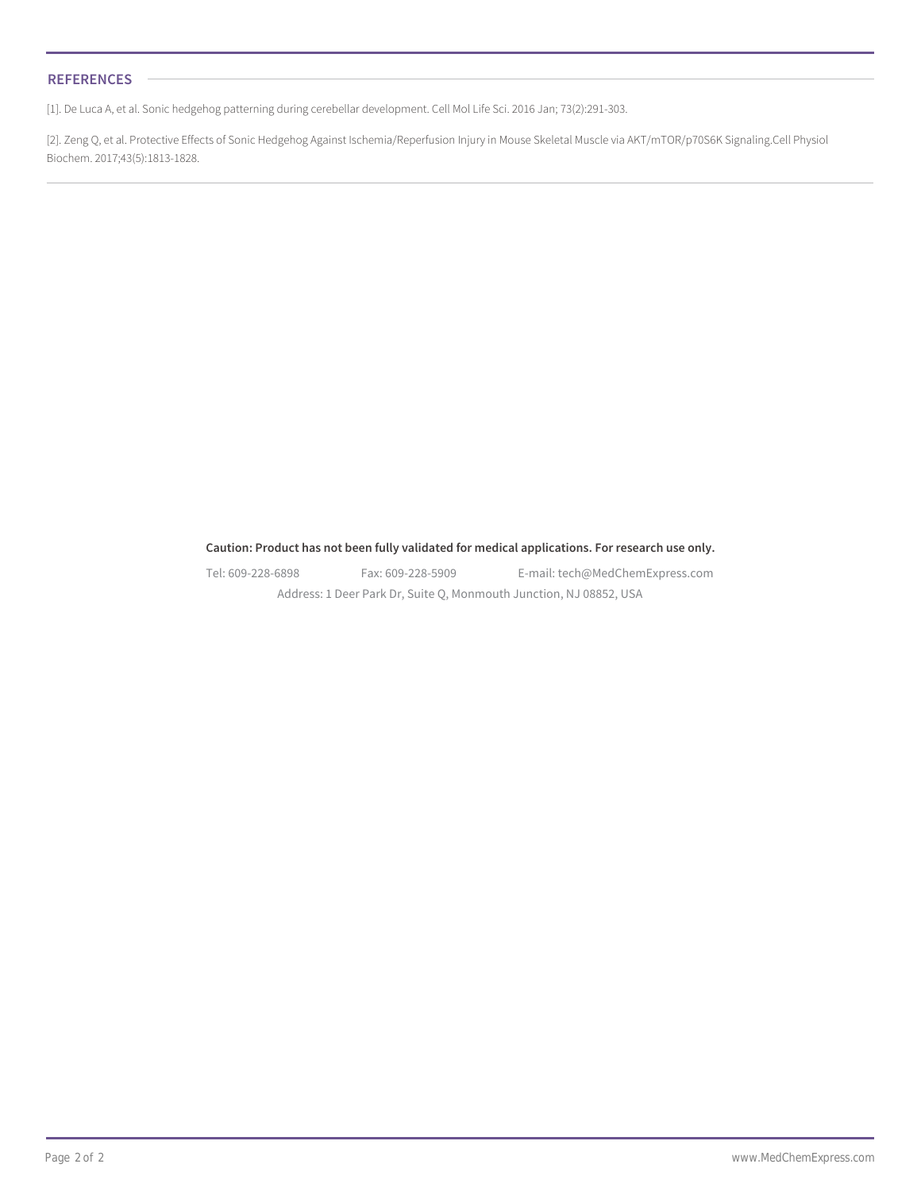## REFERENCES

[1]. De Luca A, et al. Sonic hedgehog patterning during cerebellar development. Cell Mol Life Sci. 2016 Jan; 73(2):291-303.

[2]. Zeng Q, et al. Protective Effects of Sonic Hedgehog Against Ischemia/Reperfusion Injury in Mouse Skeletal Muscle via AKT/mTOR/p70S6K Signaling.Cell Physiol Biochem. 2017;43(5):1813-1828.

**Caution: Product has not been fully validated for medical applications. For research use only.**

Tel: 609-228-6898 Fax: 609-228-5909 E-mail: tech@MedChemExpress.com

Address: 1 Deer Park Dr, Suite Q, Monmouth Junction, NJ 08852, USA